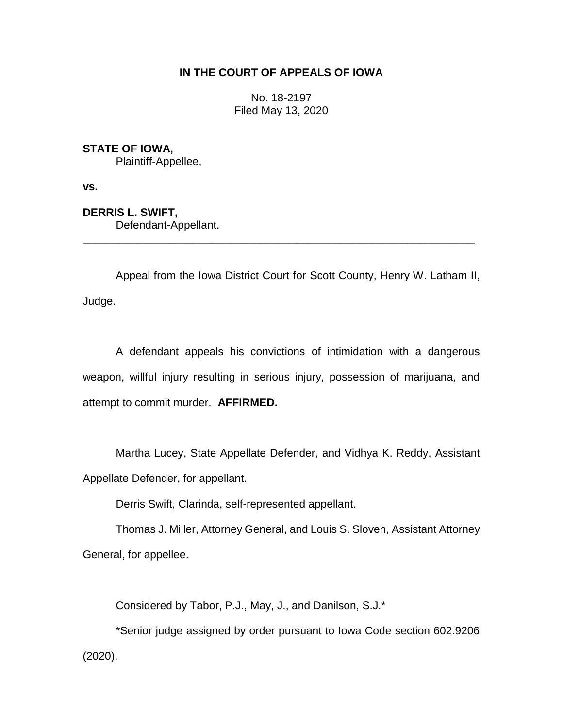# IN THE COURT OF APPEALS OF IOWA

No. 18-2197
Filed May 13, 2020

**STATE OF IOWA,**
Plaintiff-Appellee,

**vs.**

**DERRIS L. SWIFT,**
Defendant-Appellant.

---

Appeal from the Iowa District Court for Scott County, Henry W. Latham II, Judge.

A defendant appeals his convictions of intimidation with a dangerous weapon, willful injury resulting in serious injury, possession of marijuana, and attempt to commit murder. **AFFIRMED.**

Martha Lucey, State Appellate Defender, and Vidhya K. Reddy, Assistant Appellate Defender, for appellant.

Derris Swift, Clarinda, self-represented appellant.

Thomas J. Miller, Attorney General, and Louis S. Sloven, Assistant Attorney General, for appellee.

Considered by Tabor, P.J., May, J., and Danilson, S.J.*

*Senior judge assigned by order pursuant to Iowa Code section 602.9206 (2020).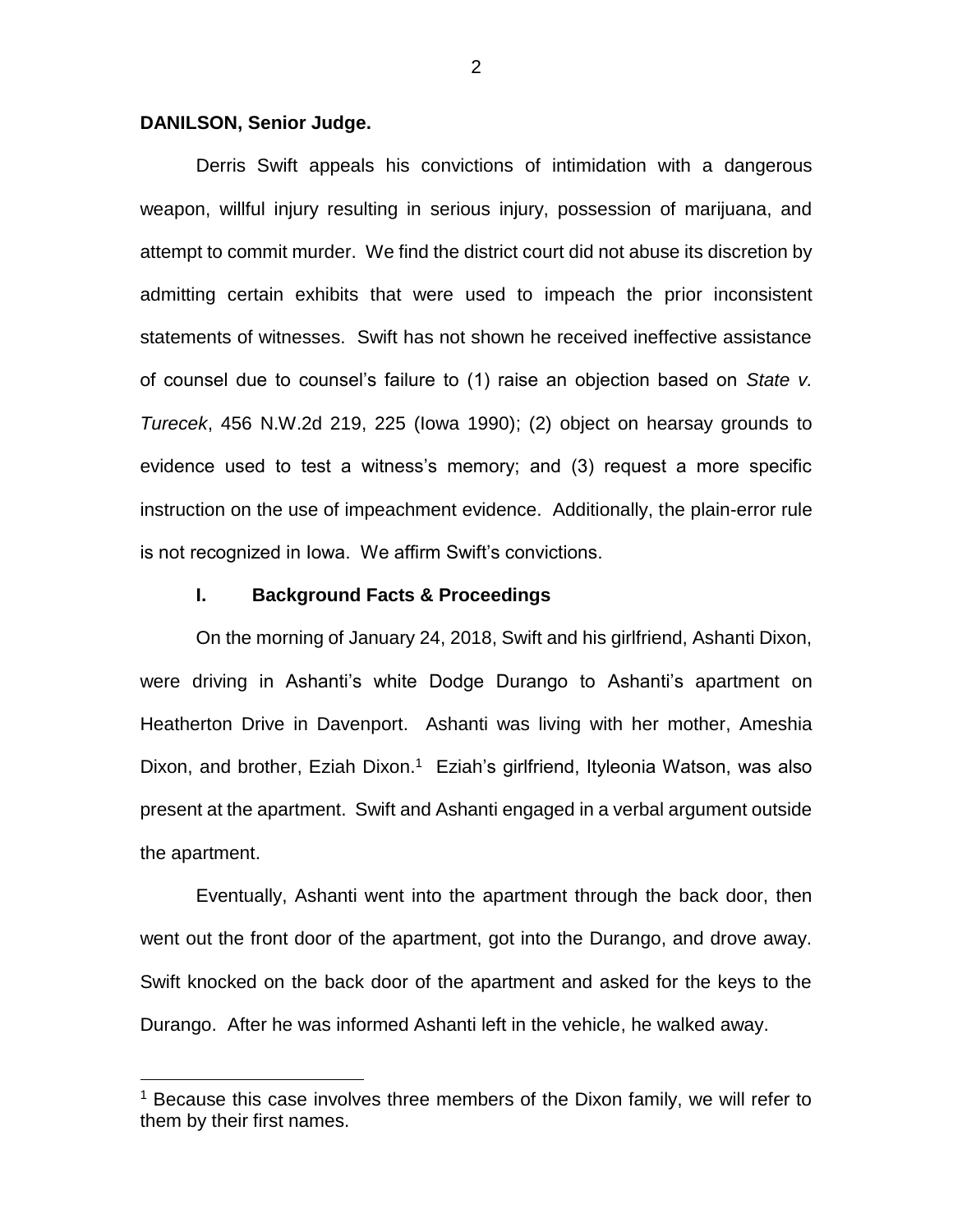**DANILSON, Senior Judge.**

Derris Swift appeals his convictions of intimidation with a dangerous weapon, willful injury resulting in serious injury, possession of marijuana, and attempt to commit murder. We find the district court did not abuse its discretion by admitting certain exhibits that were used to impeach the prior inconsistent statements of witnesses. Swift has not shown he received ineffective assistance of counsel due to counsel's failure to (1) raise an objection based on *State v. Turecek*, 456 N.W.2d 219, 225 (Iowa 1990); (2) object on hearsay grounds to evidence used to test a witness's memory; and (3) request a more specific instruction on the use of impeachment evidence. Additionally, the plain-error rule is not recognized in Iowa. We affirm Swift's convictions.

## I. Background Facts & Proceedings

On the morning of January 24, 2018, Swift and his girlfriend, Ashanti Dixon, were driving in Ashanti's white Dodge Durango to Ashanti's apartment on Heatherton Drive in Davenport. Ashanti was living with her mother, Ameshia Dixon, and brother, Eziah Dixon.[1] Eziah's girlfriend, Ityleonia Watson, was also present at the apartment. Swift and Ashanti engaged in a verbal argument outside the apartment.

Eventually, Ashanti went into the apartment through the back door, then went out the front door of the apartment, got into the Durango, and drove away. Swift knocked on the back door of the apartment and asked for the keys to the Durango. After he was informed Ashanti left in the vehicle, he walked away.

[1] Because this case involves three members of the Dixon family, we will refer to them by their first names.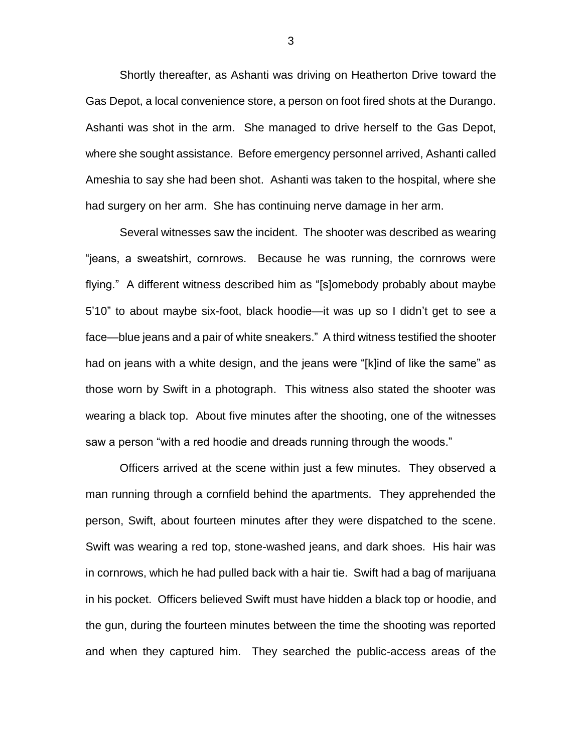Shortly thereafter, as Ashanti was driving on Heatherton Drive toward the Gas Depot, a local convenience store, a person on foot fired shots at the Durango. Ashanti was shot in the arm. She managed to drive herself to the Gas Depot, where she sought assistance. Before emergency personnel arrived, Ashanti called Ameshia to say she had been shot. Ashanti was taken to the hospital, where she had surgery on her arm. She has continuing nerve damage in her arm.

Several witnesses saw the incident. The shooter was described as wearing "jeans, a sweatshirt, cornrows. Because he was running, the cornrows were flying." A different witness described him as "[s]omebody probably about maybe 5'10" to about maybe six-foot, black hoodie—it was up so I didn't get to see a face—blue jeans and a pair of white sneakers." A third witness testified the shooter had on jeans with a white design, and the jeans were "[k]ind of like the same" as those worn by Swift in a photograph. This witness also stated the shooter was wearing a black top. About five minutes after the shooting, one of the witnesses saw a person "with a red hoodie and dreads running through the woods."

Officers arrived at the scene within just a few minutes. They observed a man running through a cornfield behind the apartments. They apprehended the person, Swift, about fourteen minutes after they were dispatched to the scene. Swift was wearing a red top, stone-washed jeans, and dark shoes. His hair was in cornrows, which he had pulled back with a hair tie. Swift had a bag of marijuana in his pocket. Officers believed Swift must have hidden a black top or hoodie, and the gun, during the fourteen minutes between the time the shooting was reported and when they captured him. They searched the public-access areas of the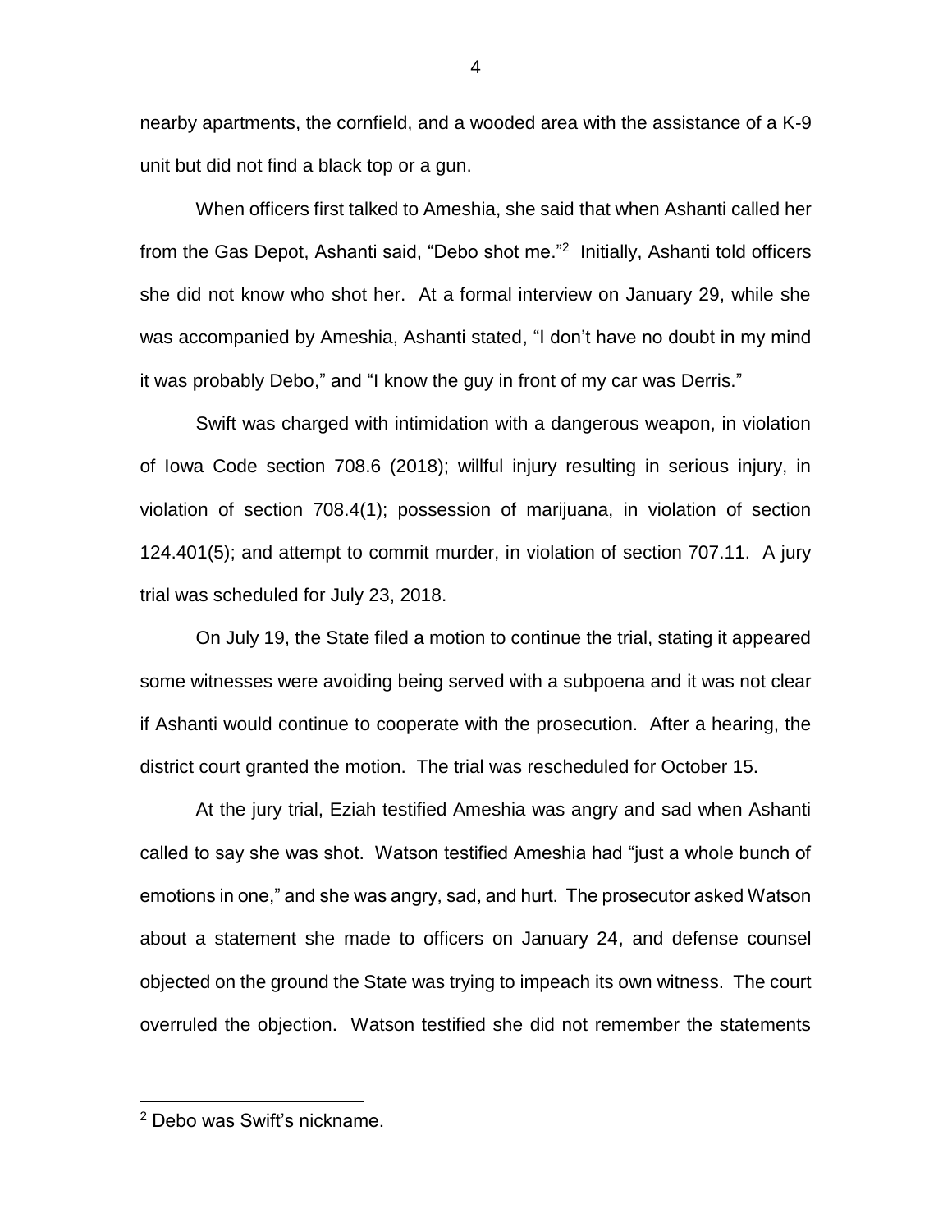nearby apartments, the cornfield, and a wooded area with the assistance of a K-9 unit but did not find a black top or a gun.

When officers first talked to Ameshia, she said that when Ashanti called her from the Gas Depot, Ashanti said, "Debo shot me."[2] Initially, Ashanti told officers she did not know who shot her. At a formal interview on January 29, while she was accompanied by Ameshia, Ashanti stated, "I don't have no doubt in my mind it was probably Debo," and "I know the guy in front of my car was Derris."

Swift was charged with intimidation with a dangerous weapon, in violation of Iowa Code section 708.6 (2018); willful injury resulting in serious injury, in violation of section 708.4(1); possession of marijuana, in violation of section 124.401(5); and attempt to commit murder, in violation of section 707.11. A jury trial was scheduled for July 23, 2018.

On July 19, the State filed a motion to continue the trial, stating it appeared some witnesses were avoiding being served with a subpoena and it was not clear if Ashanti would continue to cooperate with the prosecution. After a hearing, the district court granted the motion. The trial was rescheduled for October 15.

At the jury trial, Eziah testified Ameshia was angry and sad when Ashanti called to say she was shot. Watson testified Ameshia had "just a whole bunch of emotions in one," and she was angry, sad, and hurt. The prosecutor asked Watson about a statement she made to officers on January 24, and defense counsel objected on the ground the State was trying to impeach its own witness. The court overruled the objection. Watson testified she did not remember the statements

[2] Debo was Swift's nickname.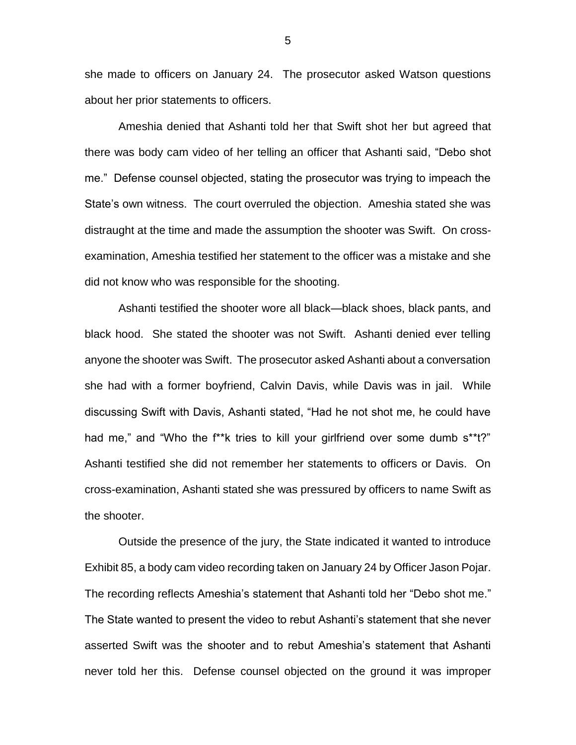she made to officers on January 24. The prosecutor asked Watson questions about her prior statements to officers.

Ameshia denied that Ashanti told her that Swift shot her but agreed that there was body cam video of her telling an officer that Ashanti said, "Debo shot me." Defense counsel objected, stating the prosecutor was trying to impeach the State's own witness. The court overruled the objection. Ameshia stated she was distraught at the time and made the assumption the shooter was Swift. On cross-examination, Ameshia testified her statement to the officer was a mistake and she did not know who was responsible for the shooting.

Ashanti testified the shooter wore all black—black shoes, black pants, and black hood. She stated the shooter was not Swift. Ashanti denied ever telling anyone the shooter was Swift. The prosecutor asked Ashanti about a conversation she had with a former boyfriend, Calvin Davis, while Davis was in jail. While discussing Swift with Davis, Ashanti stated, "Had he not shot me, he could have had me," and "Who the f**k tries to kill your girlfriend over some dumb s**t?" Ashanti testified she did not remember her statements to officers or Davis. On cross-examination, Ashanti stated she was pressured by officers to name Swift as the shooter.

Outside the presence of the jury, the State indicated it wanted to introduce Exhibit 85, a body cam video recording taken on January 24 by Officer Jason Pojar. The recording reflects Ameshia's statement that Ashanti told her "Debo shot me." The State wanted to present the video to rebut Ashanti's statement that she never asserted Swift was the shooter and to rebut Ameshia's statement that Ashanti never told her this. Defense counsel objected on the ground it was improper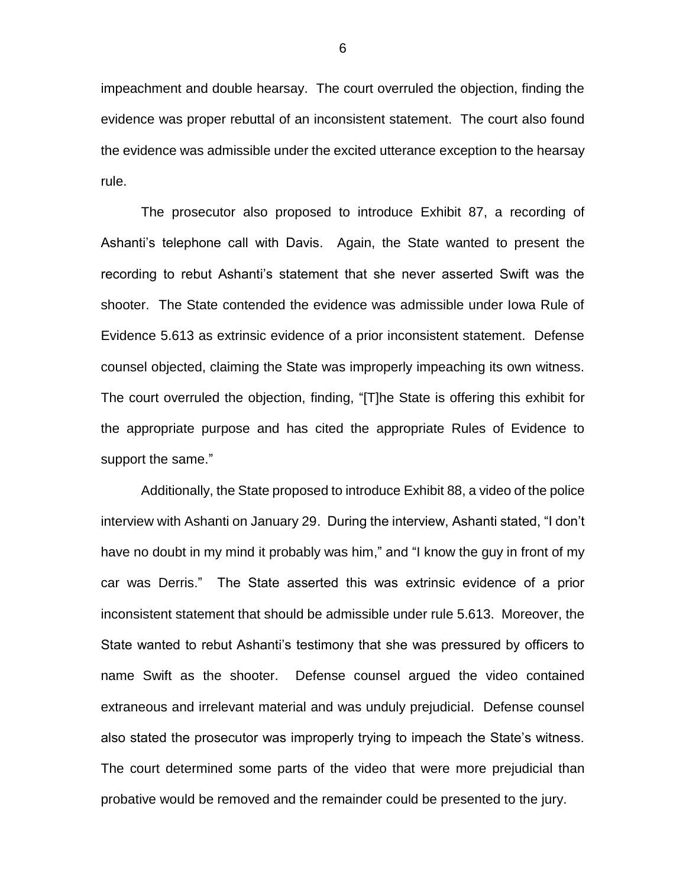impeachment and double hearsay. The court overruled the objection, finding the evidence was proper rebuttal of an inconsistent statement. The court also found the evidence was admissible under the excited utterance exception to the hearsay rule.

The prosecutor also proposed to introduce Exhibit 87, a recording of Ashanti's telephone call with Davis. Again, the State wanted to present the recording to rebut Ashanti's statement that she never asserted Swift was the shooter. The State contended the evidence was admissible under Iowa Rule of Evidence 5.613 as extrinsic evidence of a prior inconsistent statement. Defense counsel objected, claiming the State was improperly impeaching its own witness. The court overruled the objection, finding, "[T]he State is offering this exhibit for the appropriate purpose and has cited the appropriate Rules of Evidence to support the same."

Additionally, the State proposed to introduce Exhibit 88, a video of the police interview with Ashanti on January 29. During the interview, Ashanti stated, "I don't have no doubt in my mind it probably was him," and "I know the guy in front of my car was Derris." The State asserted this was extrinsic evidence of a prior inconsistent statement that should be admissible under rule 5.613. Moreover, the State wanted to rebut Ashanti's testimony that she was pressured by officers to name Swift as the shooter. Defense counsel argued the video contained extraneous and irrelevant material and was unduly prejudicial. Defense counsel also stated the prosecutor was improperly trying to impeach the State's witness. The court determined some parts of the video that were more prejudicial than probative would be removed and the remainder could be presented to the jury.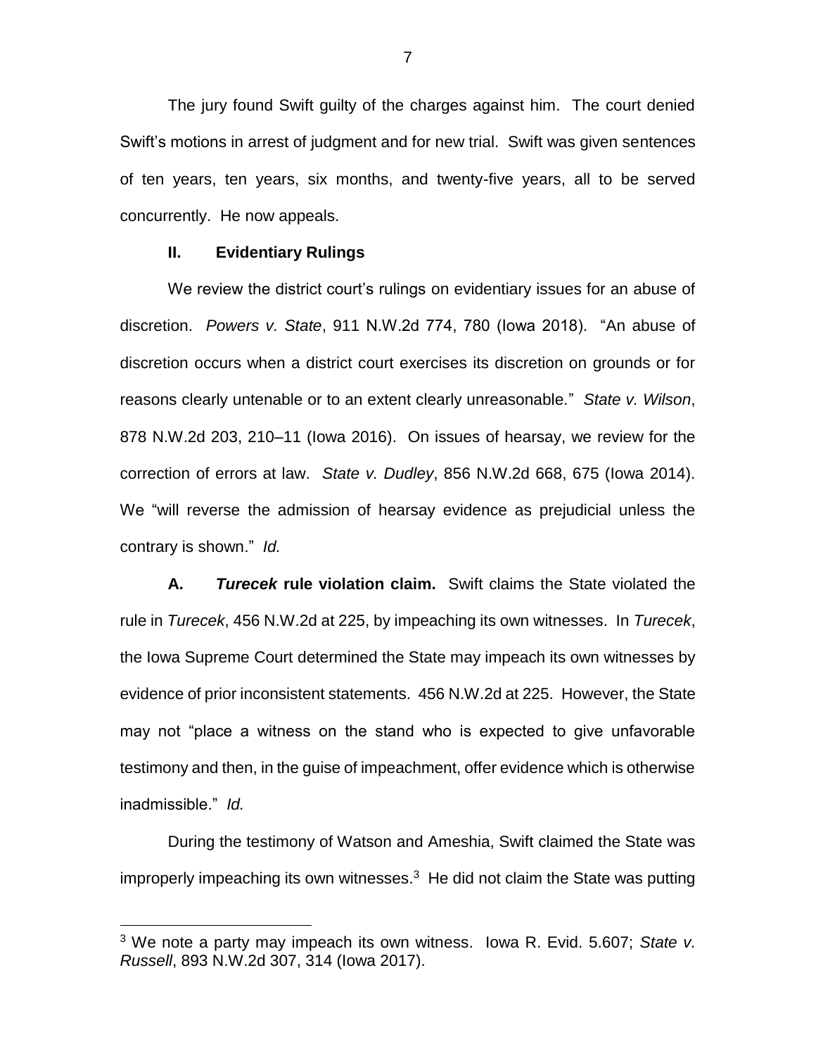The jury found Swift guilty of the charges against him. The court denied Swift's motions in arrest of judgment and for new trial. Swift was given sentences of ten years, ten years, six months, and twenty-five years, all to be served concurrently. He now appeals.

## II. Evidentiary Rulings

We review the district court's rulings on evidentiary issues for an abuse of discretion. *Powers v. State*, 911 N.W.2d 774, 780 (Iowa 2018). "An abuse of discretion occurs when a district court exercises its discretion on grounds or for reasons clearly untenable or to an extent clearly unreasonable." *State v. Wilson*, 878 N.W.2d 203, 210–11 (Iowa 2016). On issues of hearsay, we review for the correction of errors at law. *State v. Dudley*, 856 N.W.2d 668, 675 (Iowa 2014). We "will reverse the admission of hearsay evidence as prejudicial unless the contrary is shown." *Id.*

**A. *Turecek* rule violation claim.** Swift claims the State violated the rule in *Turecek*, 456 N.W.2d at 225, by impeaching its own witnesses. In *Turecek*, the Iowa Supreme Court determined the State may impeach its own witnesses by evidence of prior inconsistent statements. 456 N.W.2d at 225. However, the State may not "place a witness on the stand who is expected to give unfavorable testimony and then, in the guise of impeachment, offer evidence which is otherwise inadmissible." *Id.*

During the testimony of Watson and Ameshia, Swift claimed the State was improperly impeaching its own witnesses.[3] He did not claim the State was putting

[3] We note a party may impeach its own witness. Iowa R. Evid. 5.607; *State v. Russell*, 893 N.W.2d 307, 314 (Iowa 2017).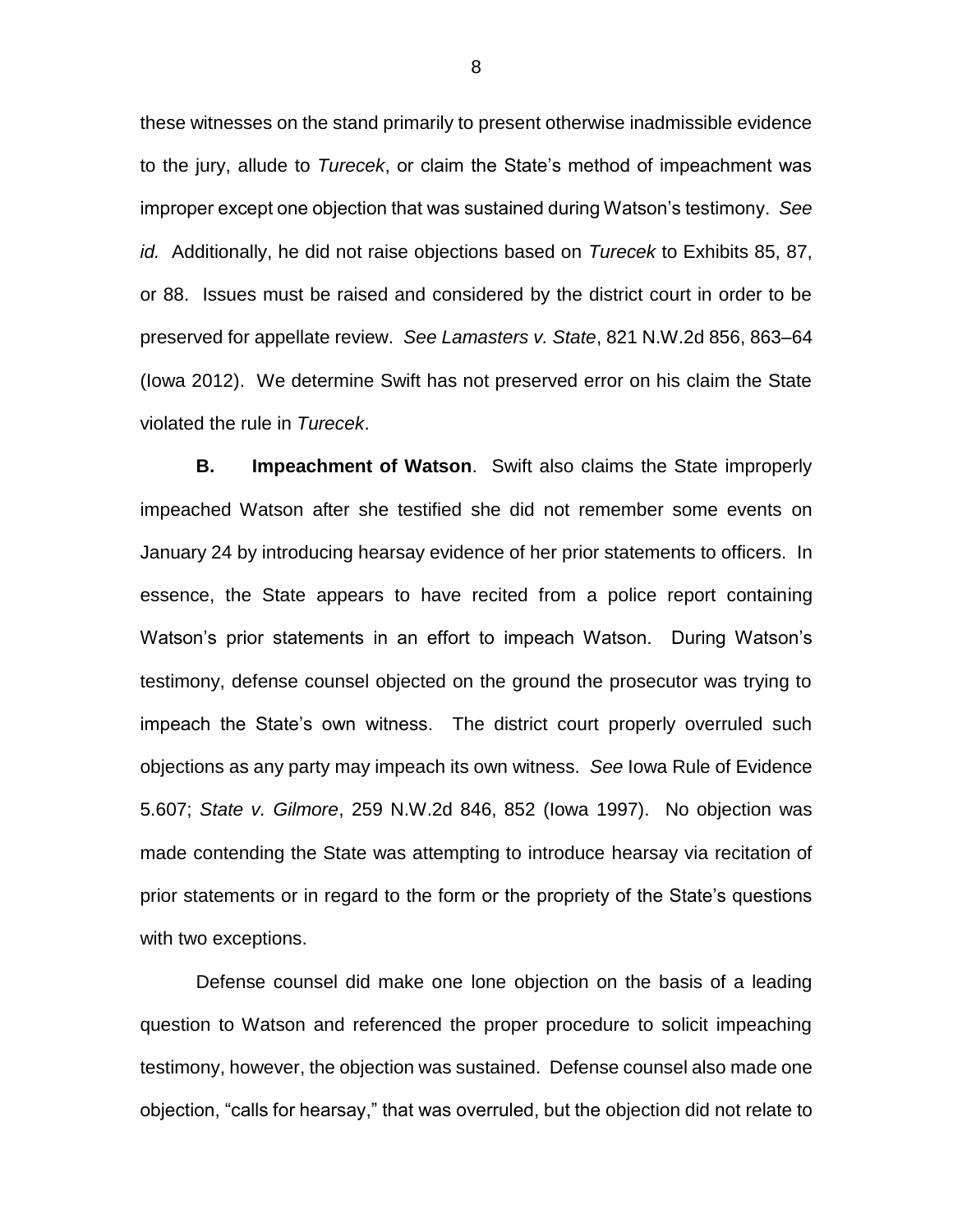these witnesses on the stand primarily to present otherwise inadmissible evidence to the jury, allude to *Turecek*, or claim the State's method of impeachment was improper except one objection that was sustained during Watson's testimony. *See id.* Additionally, he did not raise objections based on *Turecek* to Exhibits 85, 87, or 88. Issues must be raised and considered by the district court in order to be preserved for appellate review. *See Lamasters v. State*, 821 N.W.2d 856, 863–64 (Iowa 2012). We determine Swift has not preserved error on his claim the State violated the rule in *Turecek*.

**B. Impeachment of Watson**. Swift also claims the State improperly impeached Watson after she testified she did not remember some events on January 24 by introducing hearsay evidence of her prior statements to officers. In essence, the State appears to have recited from a police report containing Watson's prior statements in an effort to impeach Watson. During Watson's testimony, defense counsel objected on the ground the prosecutor was trying to impeach the State's own witness. The district court properly overruled such objections as any party may impeach its own witness. *See* Iowa Rule of Evidence 5.607; *State v. Gilmore*, 259 N.W.2d 846, 852 (Iowa 1997). No objection was made contending the State was attempting to introduce hearsay via recitation of prior statements or in regard to the form or the propriety of the State's questions with two exceptions.

Defense counsel did make one lone objection on the basis of a leading question to Watson and referenced the proper procedure to solicit impeaching testimony, however, the objection was sustained. Defense counsel also made one objection, "calls for hearsay," that was overruled, but the objection did not relate to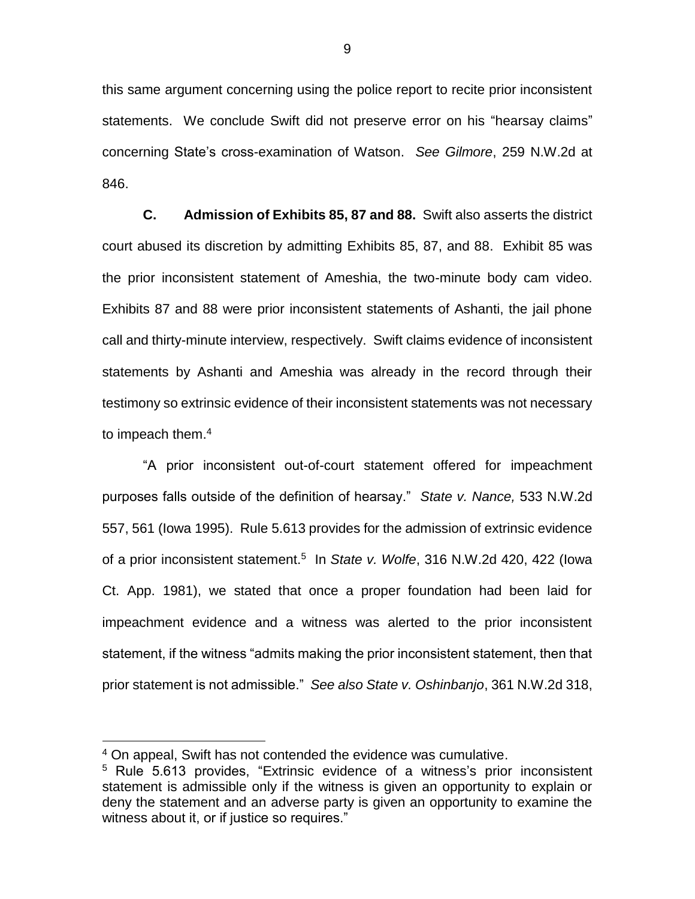this same argument concerning using the police report to recite prior inconsistent statements. We conclude Swift did not preserve error on his "hearsay claims" concerning State's cross-examination of Watson. *See Gilmore*, 259 N.W.2d at 846.

**C. Admission of Exhibits 85, 87 and 88.** Swift also asserts the district court abused its discretion by admitting Exhibits 85, 87, and 88. Exhibit 85 was the prior inconsistent statement of Ameshia, the two-minute body cam video. Exhibits 87 and 88 were prior inconsistent statements of Ashanti, the jail phone call and thirty-minute interview, respectively. Swift claims evidence of inconsistent statements by Ashanti and Ameshia was already in the record through their testimony so extrinsic evidence of their inconsistent statements was not necessary to impeach them.[4]

"A prior inconsistent out-of-court statement offered for impeachment purposes falls outside of the definition of hearsay." *State v. Nance,* 533 N.W.2d 557, 561 (Iowa 1995). Rule 5.613 provides for the admission of extrinsic evidence of a prior inconsistent statement.[5] In *State v. Wolfe*, 316 N.W.2d 420, 422 (Iowa Ct. App. 1981), we stated that once a proper foundation had been laid for impeachment evidence and a witness was alerted to the prior inconsistent statement, if the witness "admits making the prior inconsistent statement, then that prior statement is not admissible." *See also State v. Oshinbanjo*, 361 N.W.2d 318,

---

[4] On appeal, Swift has not contended the evidence was cumulative.

[5] Rule 5.613 provides, "Extrinsic evidence of a witness's prior inconsistent statement is admissible only if the witness is given an opportunity to explain or deny the statement and an adverse party is given an opportunity to examine the witness about it, or if justice so requires."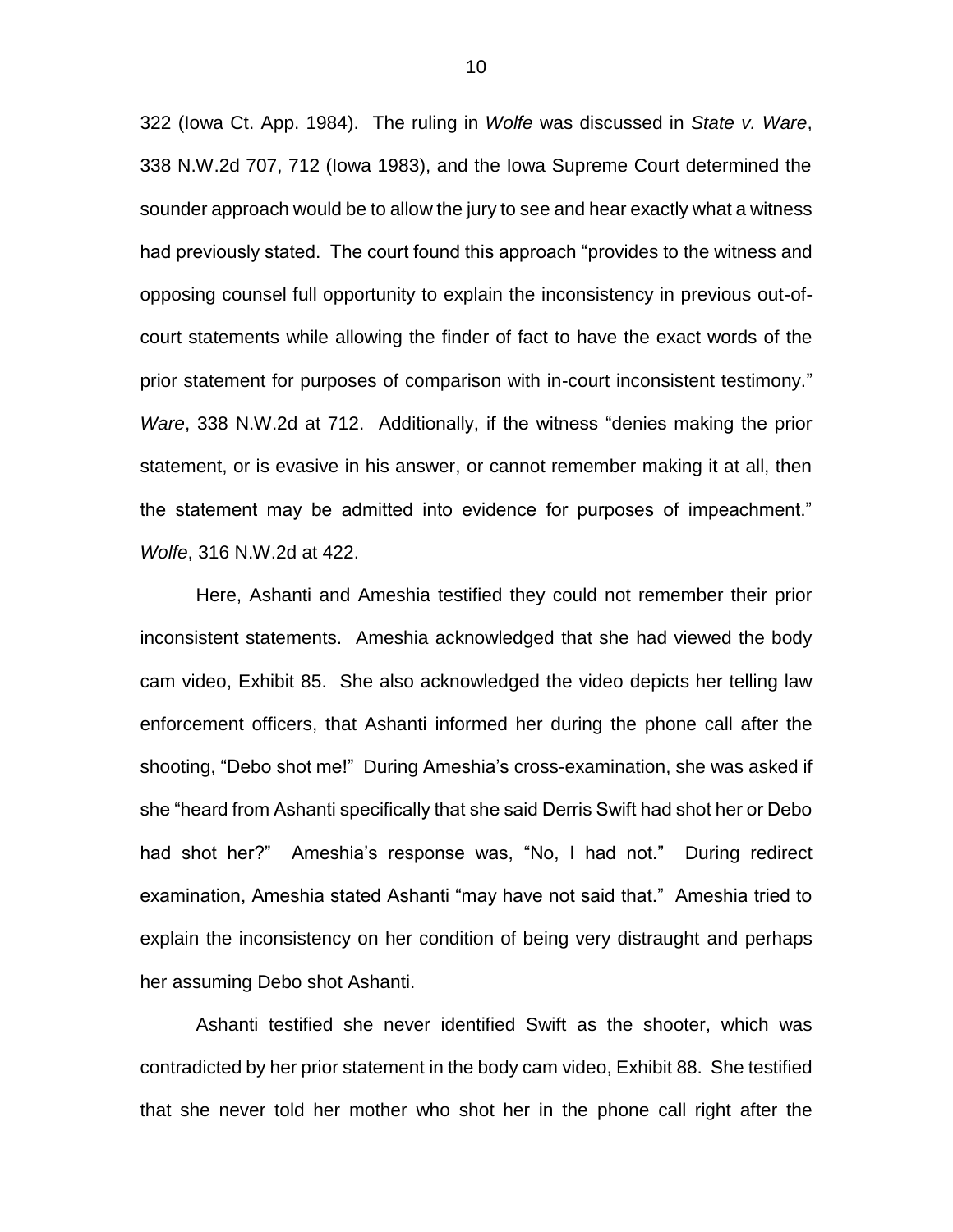322 (Iowa Ct. App. 1984). The ruling in *Wolfe* was discussed in *State v. Ware*, 338 N.W.2d 707, 712 (Iowa 1983), and the Iowa Supreme Court determined the sounder approach would be to allow the jury to see and hear exactly what a witness had previously stated. The court found this approach "provides to the witness and opposing counsel full opportunity to explain the inconsistency in previous out-of-court statements while allowing the finder of fact to have the exact words of the prior statement for purposes of comparison with in-court inconsistent testimony." *Ware*, 338 N.W.2d at 712. Additionally, if the witness "denies making the prior statement, or is evasive in his answer, or cannot remember making it at all, then the statement may be admitted into evidence for purposes of impeachment." *Wolfe*, 316 N.W.2d at 422.

Here, Ashanti and Ameshia testified they could not remember their prior inconsistent statements. Ameshia acknowledged that she had viewed the body cam video, Exhibit 85. She also acknowledged the video depicts her telling law enforcement officers, that Ashanti informed her during the phone call after the shooting, "Debo shot me!" During Ameshia's cross-examination, she was asked if she "heard from Ashanti specifically that she said Derris Swift had shot her or Debo had shot her?" Ameshia's response was, "No, I had not." During redirect examination, Ameshia stated Ashanti "may have not said that." Ameshia tried to explain the inconsistency on her condition of being very distraught and perhaps her assuming Debo shot Ashanti.

Ashanti testified she never identified Swift as the shooter, which was contradicted by her prior statement in the body cam video, Exhibit 88. She testified that she never told her mother who shot her in the phone call right after the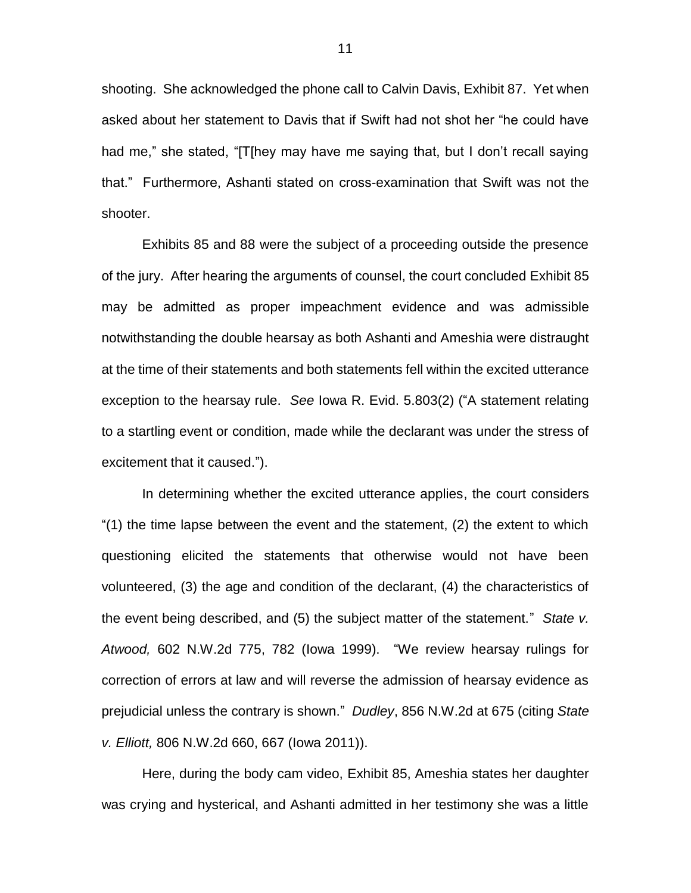shooting. She acknowledged the phone call to Calvin Davis, Exhibit 87. Yet when asked about her statement to Davis that if Swift had not shot her "he could have had me," she stated, "[T[hey may have me saying that, but I don't recall saying that." Furthermore, Ashanti stated on cross-examination that Swift was not the shooter.

Exhibits 85 and 88 were the subject of a proceeding outside the presence of the jury. After hearing the arguments of counsel, the court concluded Exhibit 85 may be admitted as proper impeachment evidence and was admissible notwithstanding the double hearsay as both Ashanti and Ameshia were distraught at the time of their statements and both statements fell within the excited utterance exception to the hearsay rule. *See* Iowa R. Evid. 5.803(2) ("A statement relating to a startling event or condition, made while the declarant was under the stress of excitement that it caused.").

In determining whether the excited utterance applies, the court considers "(1) the time lapse between the event and the statement, (2) the extent to which questioning elicited the statements that otherwise would not have been volunteered, (3) the age and condition of the declarant, (4) the characteristics of the event being described, and (5) the subject matter of the statement." *State v. Atwood,* 602 N.W.2d 775, 782 (Iowa 1999). "We review hearsay rulings for correction of errors at law and will reverse the admission of hearsay evidence as prejudicial unless the contrary is shown." *Dudley*, 856 N.W.2d at 675 (citing *State v. Elliott,* 806 N.W.2d 660, 667 (Iowa 2011)).

Here, during the body cam video, Exhibit 85, Ameshia states her daughter was crying and hysterical, and Ashanti admitted in her testimony she was a little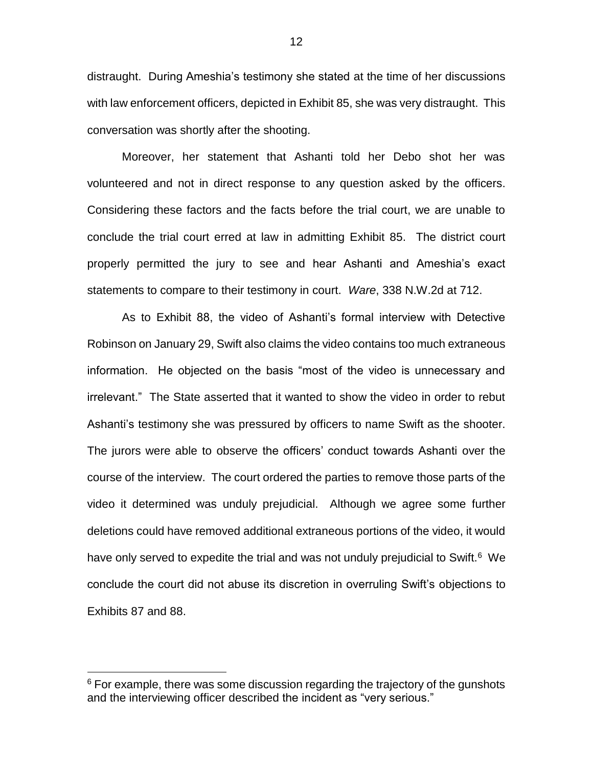distraught. During Ameshia's testimony she stated at the time of her discussions with law enforcement officers, depicted in Exhibit 85, she was very distraught. This conversation was shortly after the shooting.

Moreover, her statement that Ashanti told her Debo shot her was volunteered and not in direct response to any question asked by the officers. Considering these factors and the facts before the trial court, we are unable to conclude the trial court erred at law in admitting Exhibit 85. The district court properly permitted the jury to see and hear Ashanti and Ameshia's exact statements to compare to their testimony in court. *Ware*, 338 N.W.2d at 712.

As to Exhibit 88, the video of Ashanti's formal interview with Detective Robinson on January 29, Swift also claims the video contains too much extraneous information. He objected on the basis "most of the video is unnecessary and irrelevant." The State asserted that it wanted to show the video in order to rebut Ashanti's testimony she was pressured by officers to name Swift as the shooter. The jurors were able to observe the officers' conduct towards Ashanti over the course of the interview. The court ordered the parties to remove those parts of the video it determined was unduly prejudicial. Although we agree some further deletions could have removed additional extraneous portions of the video, it would have only served to expedite the trial and was not unduly prejudicial to Swift.[6] We conclude the court did not abuse its discretion in overruling Swift's objections to Exhibits 87 and 88.

[6] For example, there was some discussion regarding the trajectory of the gunshots and the interviewing officer described the incident as "very serious."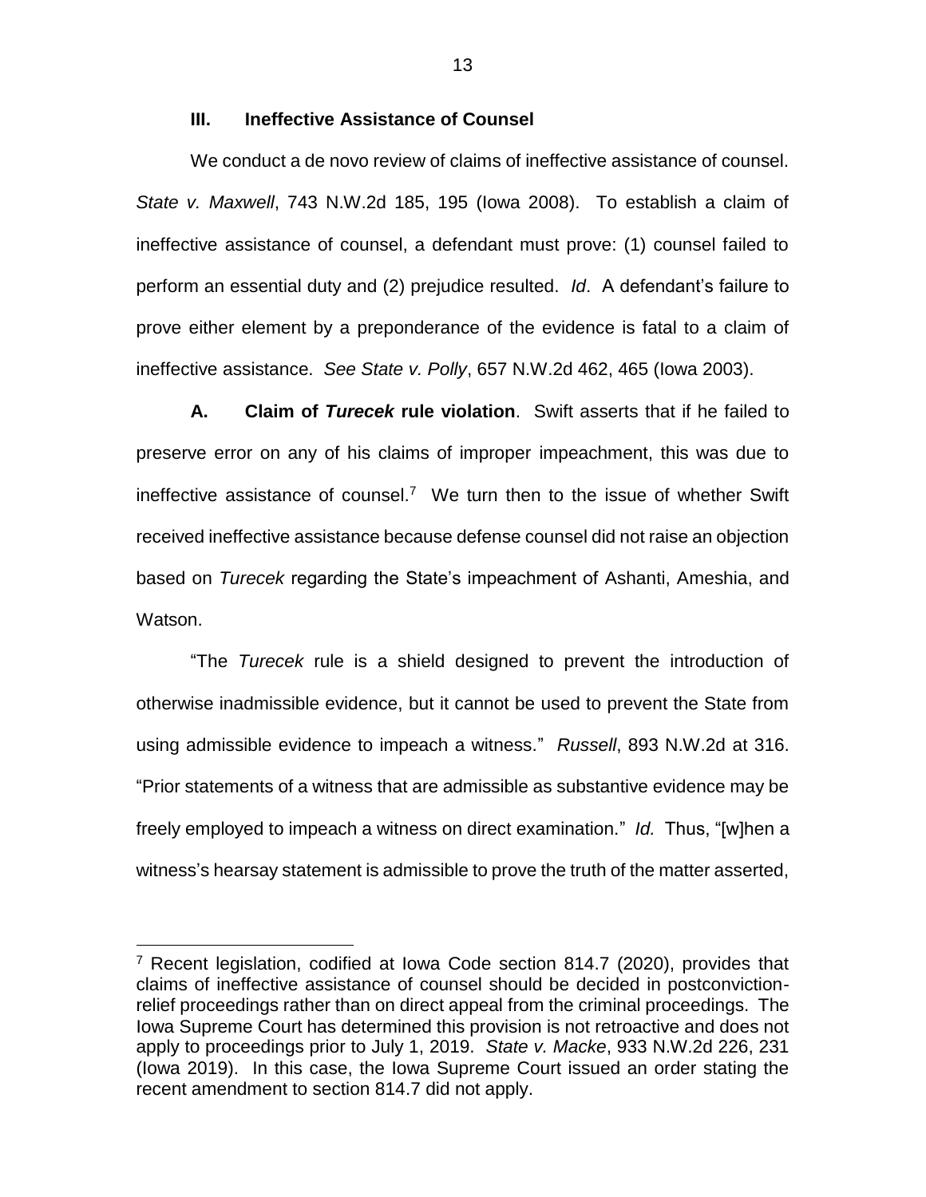### III. Ineffective Assistance of Counsel

We conduct a de novo review of claims of ineffective assistance of counsel. *State v. Maxwell*, 743 N.W.2d 185, 195 (Iowa 2008). To establish a claim of ineffective assistance of counsel, a defendant must prove: (1) counsel failed to perform an essential duty and (2) prejudice resulted. *Id*. A defendant's failure to prove either element by a preponderance of the evidence is fatal to a claim of ineffective assistance. *See State v. Polly*, 657 N.W.2d 462, 465 (Iowa 2003).

**A. Claim of *Turecek* rule violation**. Swift asserts that if he failed to preserve error on any of his claims of improper impeachment, this was due to ineffective assistance of counsel.[7] We turn then to the issue of whether Swift received ineffective assistance because defense counsel did not raise an objection based on *Turecek* regarding the State's impeachment of Ashanti, Ameshia, and Watson.

"The *Turecek* rule is a shield designed to prevent the introduction of otherwise inadmissible evidence, but it cannot be used to prevent the State from using admissible evidence to impeach a witness." *Russell*, 893 N.W.2d at 316. "Prior statements of a witness that are admissible as substantive evidence may be freely employed to impeach a witness on direct examination." *Id.* Thus, "[w]hen a witness's hearsay statement is admissible to prove the truth of the matter asserted,

---

[7] Recent legislation, codified at Iowa Code section 814.7 (2020), provides that claims of ineffective assistance of counsel should be decided in postconviction-relief proceedings rather than on direct appeal from the criminal proceedings. The Iowa Supreme Court has determined this provision is not retroactive and does not apply to proceedings prior to July 1, 2019. *State v. Macke*, 933 N.W.2d 226, 231 (Iowa 2019). In this case, the Iowa Supreme Court issued an order stating the recent amendment to section 814.7 did not apply.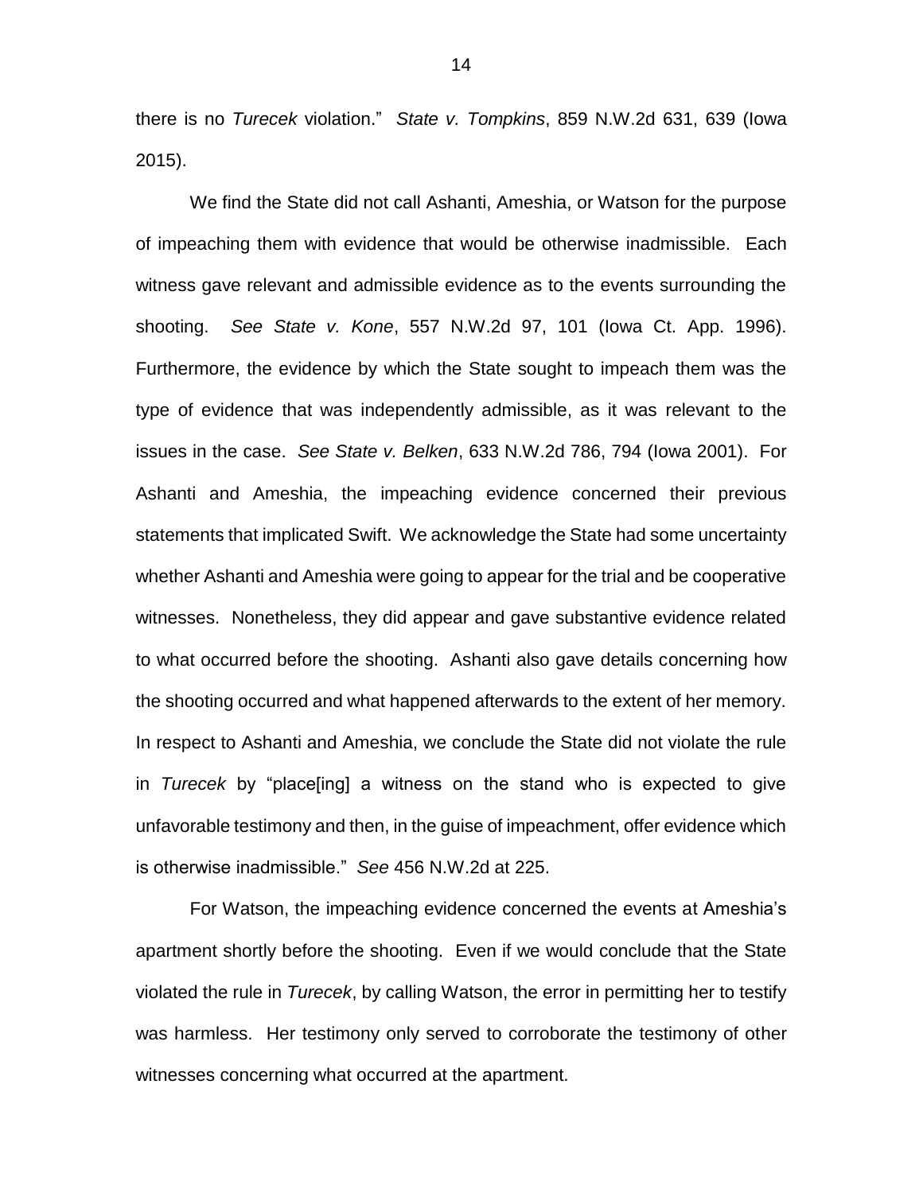there is no *Turecek* violation." *State v. Tompkins*, 859 N.W.2d 631, 639 (Iowa 2015).

We find the State did not call Ashanti, Ameshia, or Watson for the purpose of impeaching them with evidence that would be otherwise inadmissible. Each witness gave relevant and admissible evidence as to the events surrounding the shooting. *See State v. Kone*, 557 N.W.2d 97, 101 (Iowa Ct. App. 1996). Furthermore, the evidence by which the State sought to impeach them was the type of evidence that was independently admissible, as it was relevant to the issues in the case. *See State v. Belken*, 633 N.W.2d 786, 794 (Iowa 2001). For Ashanti and Ameshia, the impeaching evidence concerned their previous statements that implicated Swift. We acknowledge the State had some uncertainty whether Ashanti and Ameshia were going to appear for the trial and be cooperative witnesses. Nonetheless, they did appear and gave substantive evidence related to what occurred before the shooting. Ashanti also gave details concerning how the shooting occurred and what happened afterwards to the extent of her memory. In respect to Ashanti and Ameshia, we conclude the State did not violate the rule in *Turecek* by "place[ing] a witness on the stand who is expected to give unfavorable testimony and then, in the guise of impeachment, offer evidence which is otherwise inadmissible." *See* 456 N.W.2d at 225.

For Watson, the impeaching evidence concerned the events at Ameshia's apartment shortly before the shooting. Even if we would conclude that the State violated the rule in *Turecek*, by calling Watson, the error in permitting her to testify was harmless. Her testimony only served to corroborate the testimony of other witnesses concerning what occurred at the apartment.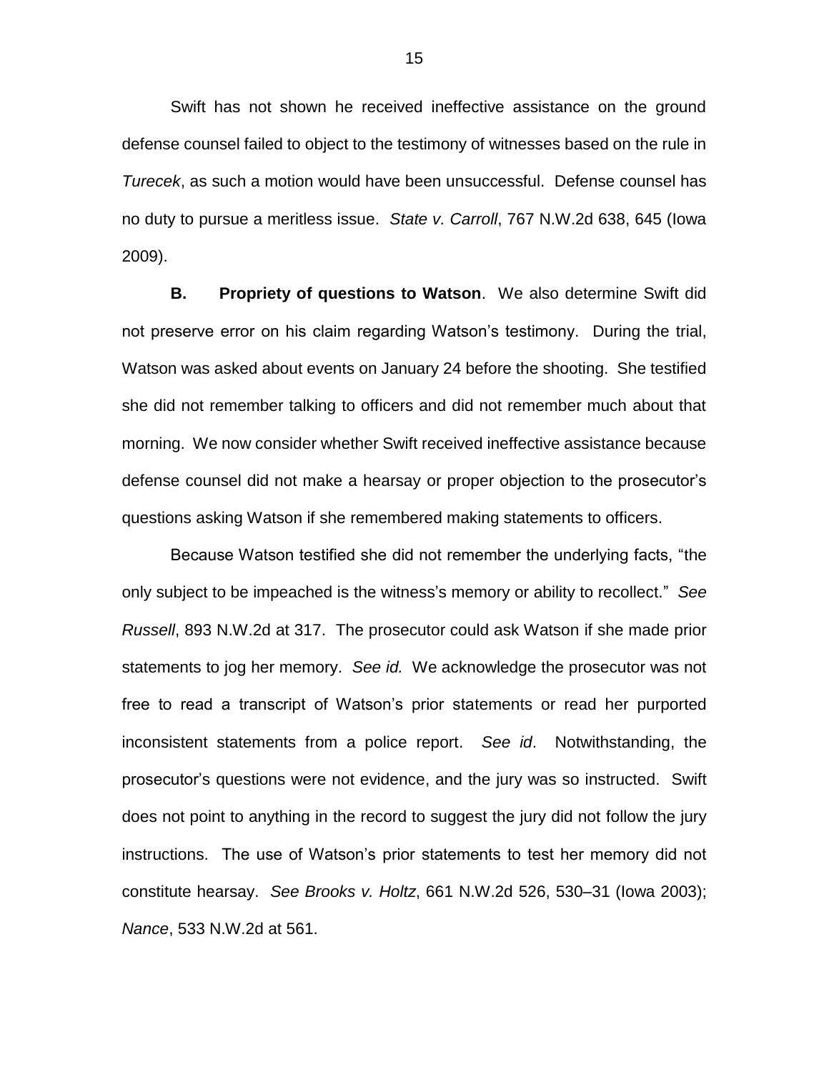Swift has not shown he received ineffective assistance on the ground defense counsel failed to object to the testimony of witnesses based on the rule in *Turecek*, as such a motion would have been unsuccessful. Defense counsel has no duty to pursue a meritless issue. *State v. Carroll*, 767 N.W.2d 638, 645 (Iowa 2009).

**B. Propriety of questions to Watson**. We also determine Swift did not preserve error on his claim regarding Watson's testimony. During the trial, Watson was asked about events on January 24 before the shooting. She testified she did not remember talking to officers and did not remember much about that morning. We now consider whether Swift received ineffective assistance because defense counsel did not make a hearsay or proper objection to the prosecutor's questions asking Watson if she remembered making statements to officers.

Because Watson testified she did not remember the underlying facts, "the only subject to be impeached is the witness's memory or ability to recollect." *See Russell*, 893 N.W.2d at 317. The prosecutor could ask Watson if she made prior statements to jog her memory. *See id.* We acknowledge the prosecutor was not free to read a transcript of Watson's prior statements or read her purported inconsistent statements from a police report. *See id*. Notwithstanding, the prosecutor's questions were not evidence, and the jury was so instructed. Swift does not point to anything in the record to suggest the jury did not follow the jury instructions. The use of Watson's prior statements to test her memory did not constitute hearsay. *See Brooks v. Holtz*, 661 N.W.2d 526, 530–31 (Iowa 2003); *Nance*, 533 N.W.2d at 561.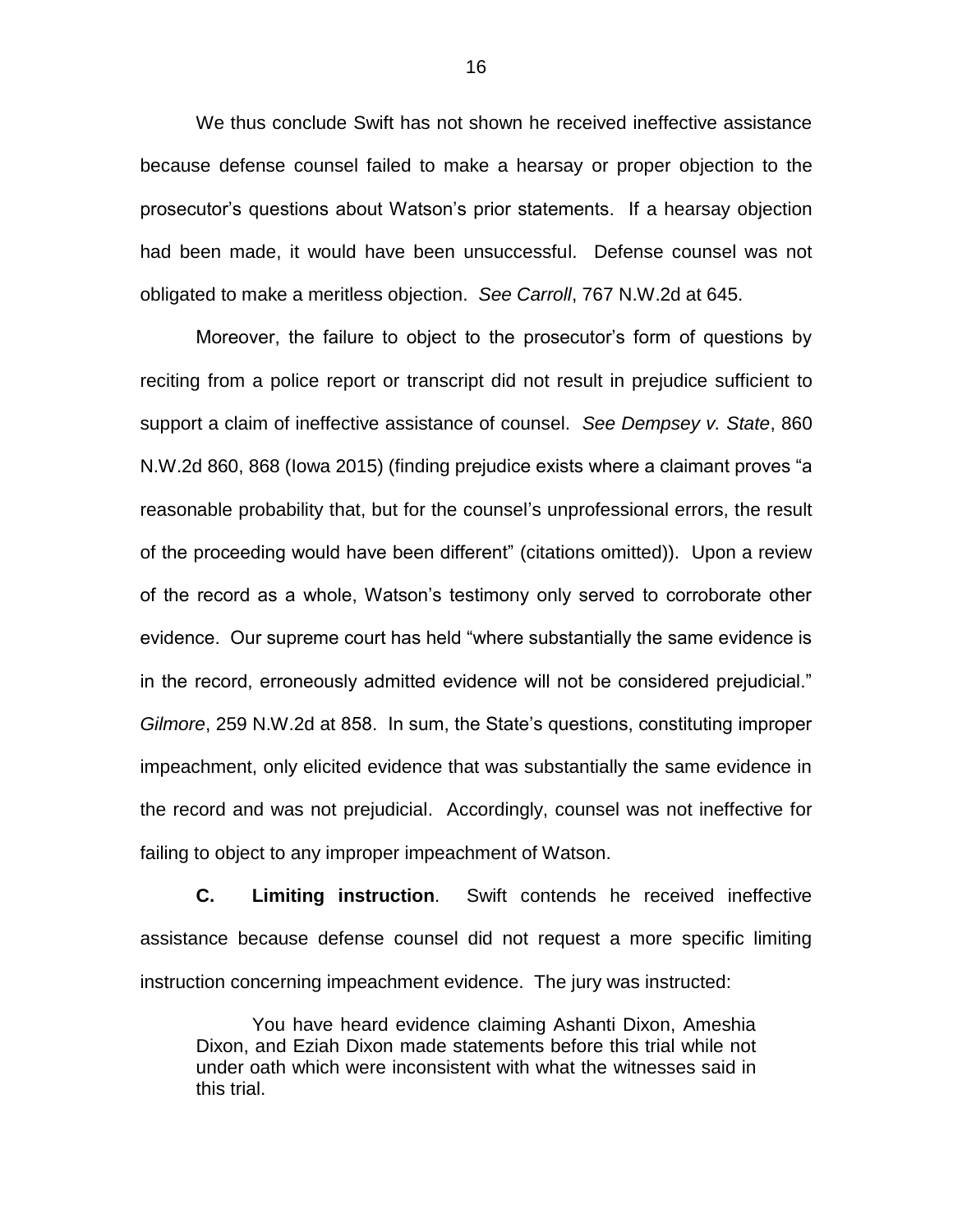We thus conclude Swift has not shown he received ineffective assistance because defense counsel failed to make a hearsay or proper objection to the prosecutor's questions about Watson's prior statements. If a hearsay objection had been made, it would have been unsuccessful. Defense counsel was not obligated to make a meritless objection. *See Carroll*, 767 N.W.2d at 645.

Moreover, the failure to object to the prosecutor's form of questions by reciting from a police report or transcript did not result in prejudice sufficient to support a claim of ineffective assistance of counsel. *See Dempsey v. State*, 860 N.W.2d 860, 868 (Iowa 2015) (finding prejudice exists where a claimant proves "a reasonable probability that, but for the counsel's unprofessional errors, the result of the proceeding would have been different" (citations omitted)). Upon a review of the record as a whole, Watson's testimony only served to corroborate other evidence. Our supreme court has held "where substantially the same evidence is in the record, erroneously admitted evidence will not be considered prejudicial." *Gilmore*, 259 N.W.2d at 858. In sum, the State's questions, constituting improper impeachment, only elicited evidence that was substantially the same evidence in the record and was not prejudicial. Accordingly, counsel was not ineffective for failing to object to any improper impeachment of Watson.

**C. Limiting instruction**. Swift contends he received ineffective assistance because defense counsel did not request a more specific limiting instruction concerning impeachment evidence. The jury was instructed:

> You have heard evidence claiming Ashanti Dixon, Ameshia Dixon, and Eziah Dixon made statements before this trial while not under oath which were inconsistent with what the witnesses said in this trial.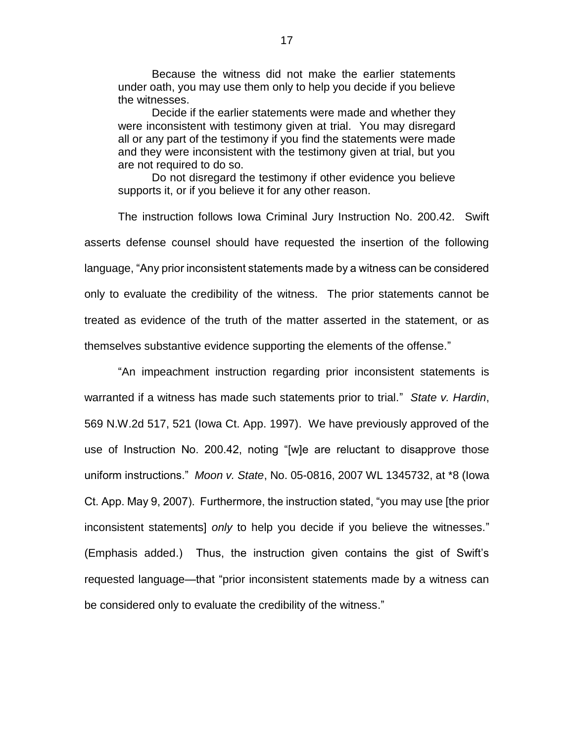> Because the witness did not make the earlier statements under oath, you may use them only to help you decide if you believe the witnesses.
>
> Decide if the earlier statements were made and whether they were inconsistent with testimony given at trial. You may disregard all or any part of the testimony if you find the statements were made and they were inconsistent with the testimony given at trial, but you are not required to do so.
>
> Do not disregard the testimony if other evidence you believe supports it, or if you believe it for any other reason.

The instruction follows Iowa Criminal Jury Instruction No. 200.42. Swift asserts defense counsel should have requested the insertion of the following language, "Any prior inconsistent statements made by a witness can be considered only to evaluate the credibility of the witness. The prior statements cannot be treated as evidence of the truth of the matter asserted in the statement, or as themselves substantive evidence supporting the elements of the offense."

"An impeachment instruction regarding prior inconsistent statements is warranted if a witness has made such statements prior to trial." *State v. Hardin*, 569 N.W.2d 517, 521 (Iowa Ct. App. 1997). We have previously approved of the use of Instruction No. 200.42, noting "[w]e are reluctant to disapprove those uniform instructions." *Moon v. State*, No. 05-0816, 2007 WL 1345732, at *8 (Iowa Ct. App. May 9, 2007). Furthermore, the instruction stated, "you may use [the prior inconsistent statements] *only* to help you decide if you believe the witnesses." (Emphasis added.) Thus, the instruction given contains the gist of Swift's requested language—that "prior inconsistent statements made by a witness can be considered only to evaluate the credibility of the witness."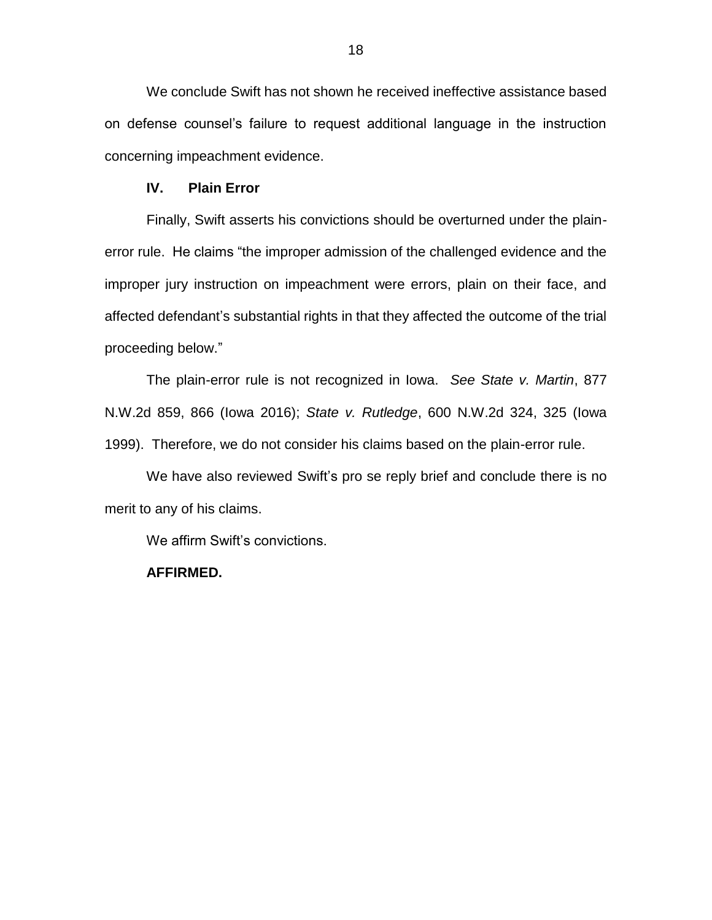We conclude Swift has not shown he received ineffective assistance based on defense counsel's failure to request additional language in the instruction concerning impeachment evidence.

## IV. Plain Error

Finally, Swift asserts his convictions should be overturned under the plain-error rule. He claims "the improper admission of the challenged evidence and the improper jury instruction on impeachment were errors, plain on their face, and affected defendant's substantial rights in that they affected the outcome of the trial proceeding below."

The plain-error rule is not recognized in Iowa. *See State v. Martin*, 877 N.W.2d 859, 866 (Iowa 2016); *State v. Rutledge*, 600 N.W.2d 324, 325 (Iowa 1999). Therefore, we do not consider his claims based on the plain-error rule.

We have also reviewed Swift's pro se reply brief and conclude there is no merit to any of his claims.

We affirm Swift's convictions.

**AFFIRMED.**